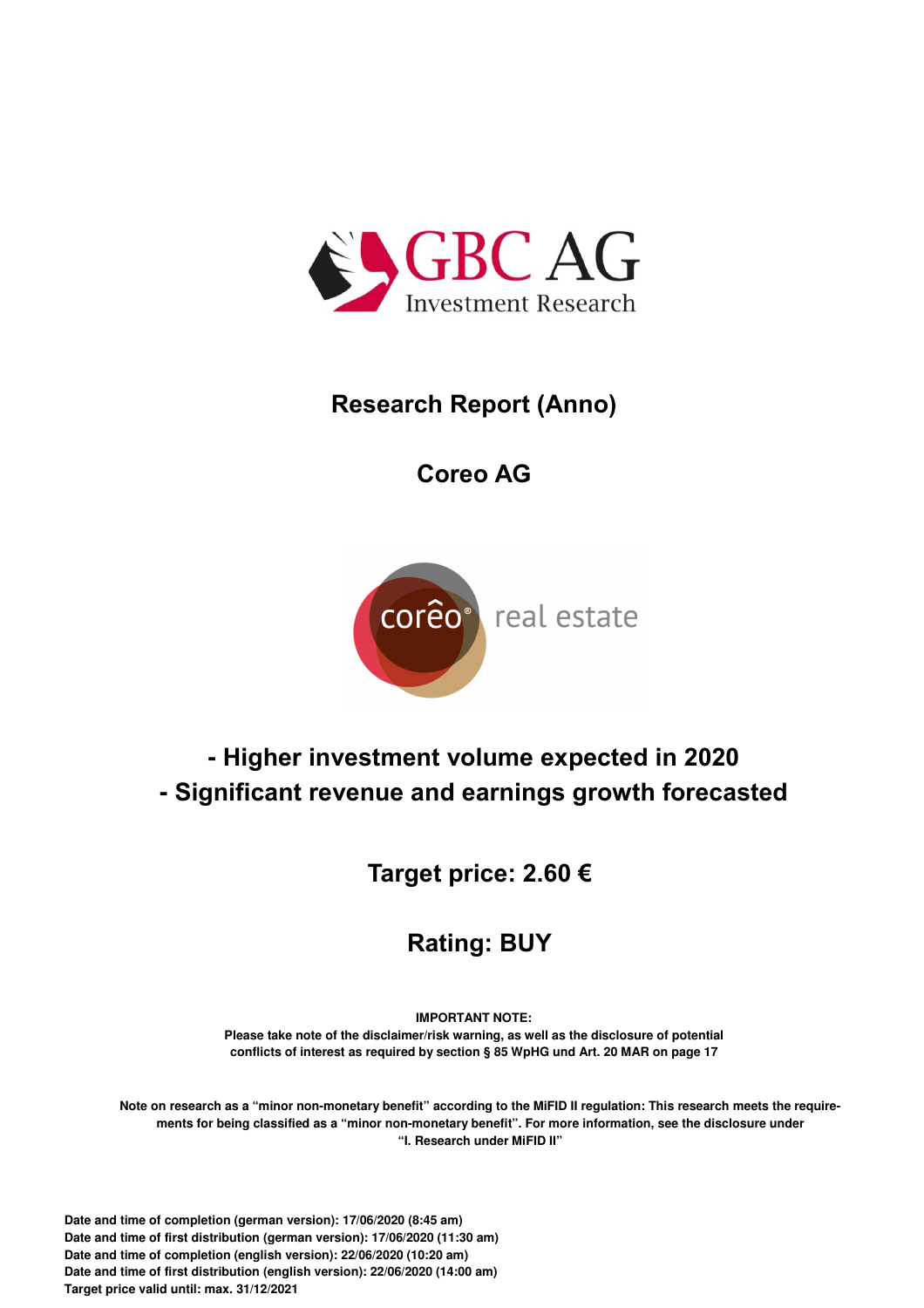GBC AG
Investment Research

# Research Report (Anno)

# Coreo AG

coreo real estate

## - Higher investment volume expected in 2020
## - Significant revenue and earnings growth forecasted

## Target price: 2.60 €

## Rating: BUY

**IMPORTANT NOTE:**
**Please take note of the disclaimer/risk warning, as well as the disclosure of potential conflicts of interest as required by section § 85 WpHG und Art. 20 MAR on page 17**

**Note on research as a "minor non-monetary benefit" according to the MiFID II regulation: This research meets the requirements for being classified as a "minor non-monetary benefit". For more information, see the disclosure under "I. Research under MiFID II"**

**Date and time of completion (german version): 17/06/2020 (8:45 am)**
**Date and time of first distribution (german version): 17/06/2020 (11:30 am)**
**Date and time of completion (english version): 22/06/2020 (10:20 am)**
**Date and time of first distribution (english version): 22/06/2020 (14:00 am)**
**Target price valid until: max. 31/12/2021**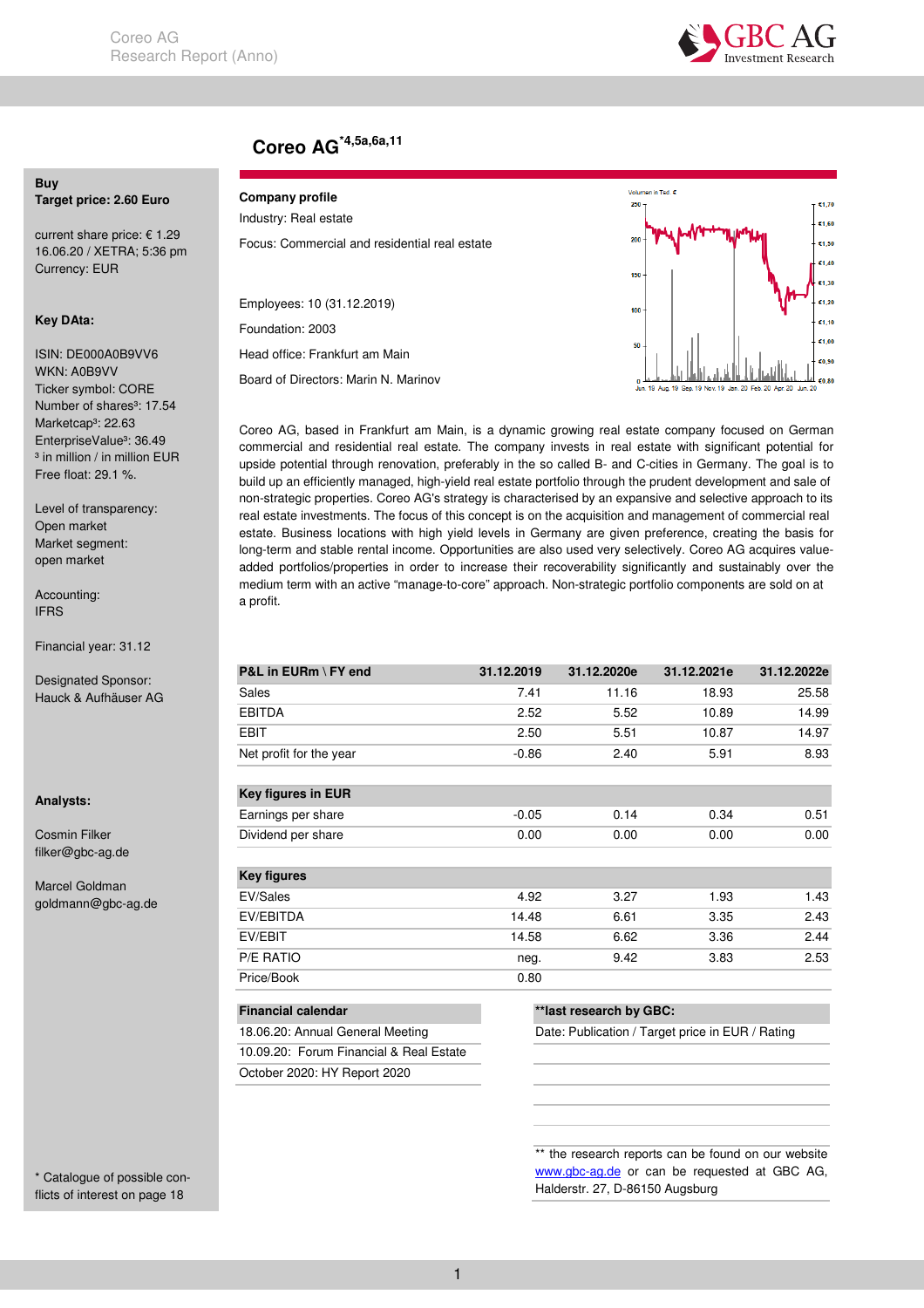# Coreo AG[*4,5a,6a,11]

**Buy**
**Target price: 2.60 Euro**

current share price: € 1.29
16.06.20 / XETRA; 5:36 pm
Currency: EUR

**Key DAta:**

ISIN: DE000A0B9VV6
WKN: A0B9VV
Ticker symbol: CORE
Number of shares³: 17.54
Marketcap³: 22.63
EnterpriseValue³: 36.49
³ in million / in million EUR
Free float: 29.1 %.

Level of transparency:
Open market
Market segment:
open market

Accounting:
IFRS

Financial year: 31.12

Designated Sponsor:
Hauck & Aufhäuser AG

**Analysts:**

Cosmin Filker
filker@gbc-ag.de

Marcel Goldman
goldmann@gbc-ag.de

\* Catalogue of possible conflicts of interest on page 18

**Company profile**

Industry: Real estate

Focus: Commercial and residential real estate

Employees: 10 (31.12.2019)

Foundation: 2003

Head office: Frankfurt am Main

Board of Directors: Marin N. Marinov

Volumen in Tsd. €
250
200
150
100
50
0
€1,70
€1,60
€1,50
€1,40
€1,30
€1,20
€1,10
€1,00
€0,90
€0,80
Jun. 19 Aug. 19 Sep. 19 Nov. 19 Jan. 20 Feb. 20 Apr. 20 Jun. 20

Coreo AG, based in Frankfurt am Main, is a dynamic growing real estate company focused on German commercial and residential real estate. The company invests in real estate with significant potential for upside potential through renovation, preferably in the so called B- and C-cities in Germany. The goal is to build up an efficiently managed, high-yield real estate portfolio through the prudent development and sale of non-strategic properties. Coreo AG's strategy is characterised by an expansive and selective approach to its real estate investments. The focus of this concept is on the acquisition and management of commercial real estate. Business locations with high yield levels in Germany are given preference, creating the basis for long-term and stable rental income. Opportunities are also used very selectively. Coreo AG acquires value-added portfolios/properties in order to increase their recoverability significantly and sustainably over the medium term with an active "manage-to-core" approach. Non-strategic portfolio components are sold on at a profit.

| P&L in EURm \ FY end | 31.12.2019 | 31.12.2020e | 31.12.2021e | 31.12.2022e |
|---|---|---|---|---|
| Sales | 7.41 | 11.16 | 18.93 | 25.58 |
| EBITDA | 2.52 | 5.52 | 10.89 | 14.99 |
| EBIT | 2.50 | 5.51 | 10.87 | 14.97 |
| Net profit for the year | -0.86 | 2.40 | 5.91 | 8.93 |
| **Key figures in EUR** | | | | |
| Earnings per share | -0.05 | 0.14 | 0.34 | 0.51 |
| Dividend per share | 0.00 | 0.00 | 0.00 | 0.00 |
| **Key figures** | | | | |
| EV/Sales | 4.92 | 3.27 | 1.93 | 1.43 |
| EV/EBITDA | 14.48 | 6.61 | 3.35 | 2.43 |
| EV/EBIT | 14.58 | 6.62 | 3.36 | 2.44 |
| P/E RATIO | neg. | 9.42 | 3.83 | 2.53 |
| Price/Book | 0.80 | | | |

| Financial calendar |
|---|
| 18.06.20: Annual General Meeting |
| 10.09.20: Forum Financial & Real Estate |
| October 2020: HY Report 2020 |

| **last research by GBC: |
|---|
| Date: Publication / Target price in EUR / Rating |

\*\* the research reports can be found on our website www.gbc-ag.de or can be requested at GBC AG, Halderstr. 27, D-86150 Augsburg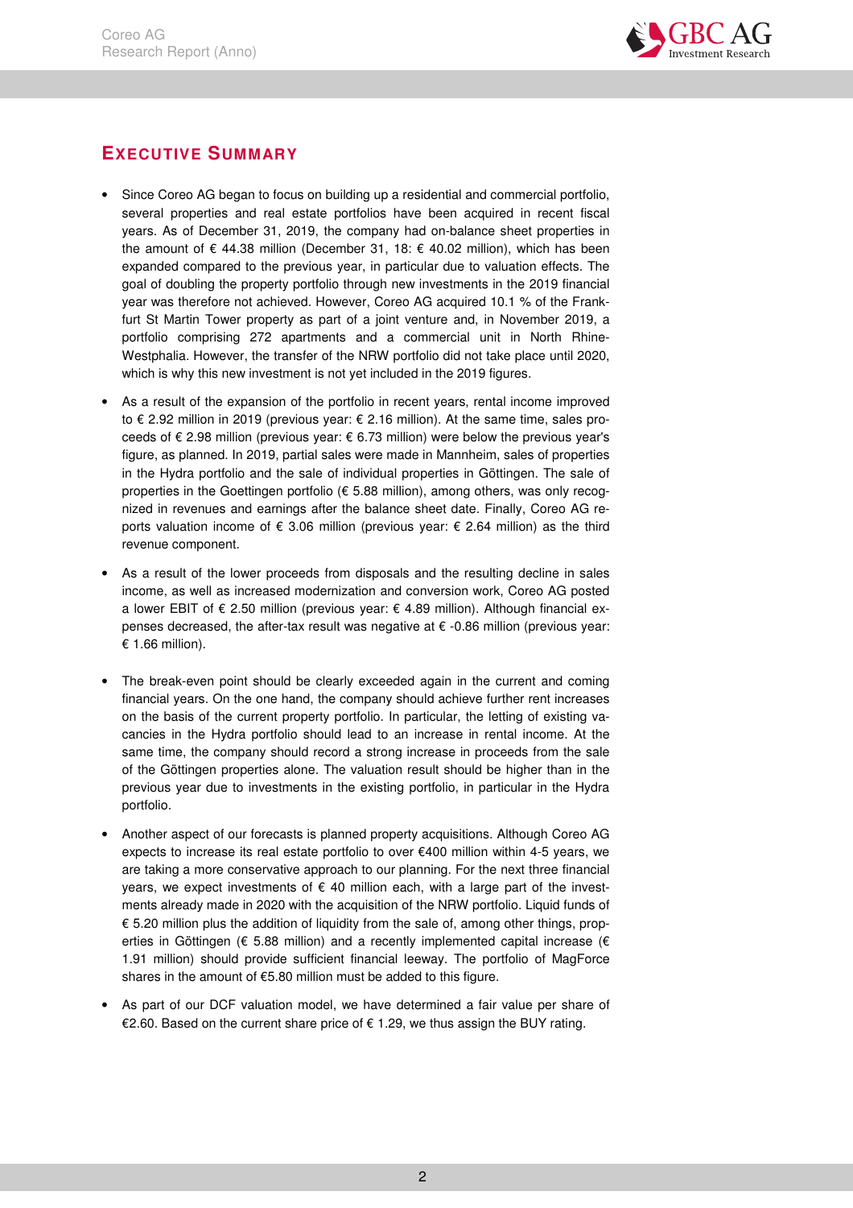## EXECUTIVE SUMMARY

- Since Coreo AG began to focus on building up a residential and commercial portfolio, several properties and real estate portfolios have been acquired in recent fiscal years. As of December 31, 2019, the company had on-balance sheet properties in the amount of € 44.38 million (December 31, 18: € 40.02 million), which has been expanded compared to the previous year, in particular due to valuation effects. The goal of doubling the property portfolio through new investments in the 2019 financial year was therefore not achieved. However, Coreo AG acquired 10.1 % of the Frankfurt St Martin Tower property as part of a joint venture and, in November 2019, a portfolio comprising 272 apartments and a commercial unit in North Rhine-Westphalia. However, the transfer of the NRW portfolio did not take place until 2020, which is why this new investment is not yet included in the 2019 figures.

- As a result of the expansion of the portfolio in recent years, rental income improved to € 2.92 million in 2019 (previous year: € 2.16 million). At the same time, sales proceeds of € 2.98 million (previous year: € 6.73 million) were below the previous year's figure, as planned. In 2019, partial sales were made in Mannheim, sales of properties in the Hydra portfolio and the sale of individual properties in Göttingen. The sale of properties in the Goettingen portfolio (€ 5.88 million), among others, was only recognized in revenues and earnings after the balance sheet date. Finally, Coreo AG reports valuation income of € 3.06 million (previous year: € 2.64 million) as the third revenue component.

- As a result of the lower proceeds from disposals and the resulting decline in sales income, as well as increased modernization and conversion work, Coreo AG posted a lower EBIT of € 2.50 million (previous year: € 4.89 million). Although financial expenses decreased, the after-tax result was negative at € -0.86 million (previous year: € 1.66 million).

- The break-even point should be clearly exceeded again in the current and coming financial years. On the one hand, the company should achieve further rent increases on the basis of the current property portfolio. In particular, the letting of existing vacancies in the Hydra portfolio should lead to an increase in rental income. At the same time, the company should record a strong increase in proceeds from the sale of the Göttingen properties alone. The valuation result should be higher than in the previous year due to investments in the existing portfolio, in particular in the Hydra portfolio.

- Another aspect of our forecasts is planned property acquisitions. Although Coreo AG expects to increase its real estate portfolio to over €400 million within 4-5 years, we are taking a more conservative approach to our planning. For the next three financial years, we expect investments of € 40 million each, with a large part of the investments already made in 2020 with the acquisition of the NRW portfolio. Liquid funds of € 5.20 million plus the addition of liquidity from the sale of, among other things, properties in Göttingen (€ 5.88 million) and a recently implemented capital increase (€ 1.91 million) should provide sufficient financial leeway. The portfolio of MagForce shares in the amount of €5.80 million must be added to this figure.

- As part of our DCF valuation model, we have determined a fair value per share of €2.60. Based on the current share price of € 1.29, we thus assign the BUY rating.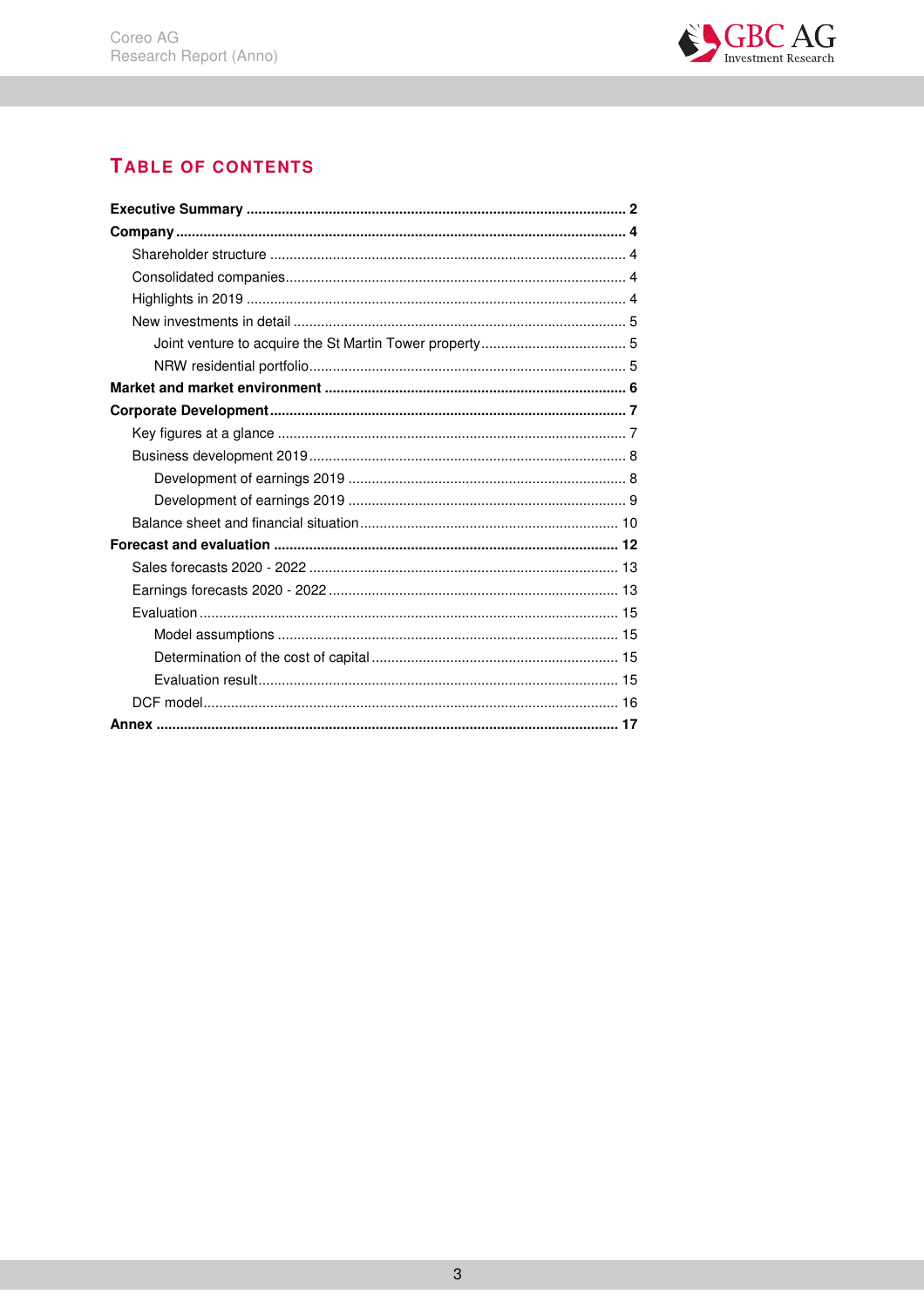## TABLE OF CONTENTS

**Executive Summary** ..... **2**

**Company** ..... **4**

- Shareholder structure ..... 4
- Consolidated companies ..... 4
- Highlights in 2019 ..... 4
- New investments in detail ..... 5
  - Joint venture to acquire the St Martin Tower property ..... 5
  - NRW residential portfolio ..... 5

**Market and market environment** ..... **6**

**Corporate Development** ..... **7**

- Key figures at a glance ..... 7
- Business development 2019 ..... 8
  - Development of earnings 2019 ..... 8
  - Development of earnings 2019 ..... 9
- Balance sheet and financial situation ..... 10

**Forecast and evaluation** ..... **12**

- Sales forecasts 2020 - 2022 ..... 13
- Earnings forecasts 2020 - 2022 ..... 13
- Evaluation ..... 15
  - Model assumptions ..... 15
  - Determination of the cost of capital ..... 15
  - Evaluation result ..... 15
- DCF model ..... 16

**Annex** ..... **17**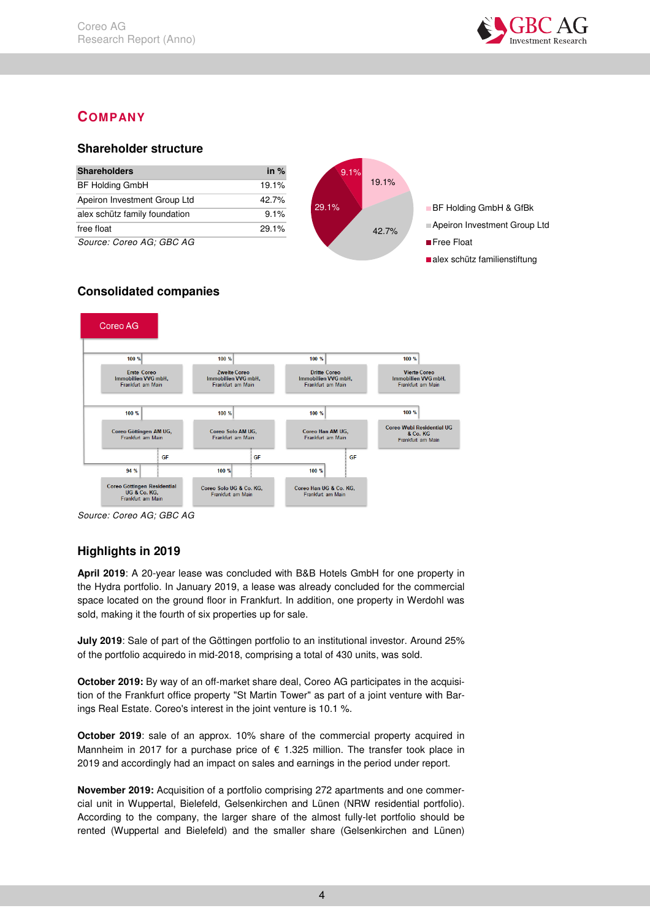## COMPANY

### Shareholder structure

| Shareholders | in % |
|---|---|
| BF Holding GmbH | 19.1% |
| Apeiron Investment Group Ltd | 42.7% |
| alex schütz family foundation | 9.1% |
| free float | 29.1% |

*Source: Coreo AG; GBC AG*

9.1%
19.1%
29.1%
42.7%

BF Holding GmbH & GfBk
Apeiron Investment Group Ltd
Free Float
alex schütz familienstiftung

### Consolidated companies

Coreo AG

100 % Erste Coreo Immobilien VVG mbH, Frankfurt am Main
100 % Zweite Coreo Immobilien VVG mbH, Frankfurt am Main
100 % Dritte Coreo Immobilien VVG mbH, Frankfurt am Main
100 % Vierte Coreo Immobilien VVG mbH, Frankfurt am Main
100 % Coreo Göttingen AM UG, Frankfurt am Main
100 % Coreo Solo AM UG, Frankfurt am Main
100 % Coreo Han AM UG, Frankfurt am Main
100 % Coreo Wubi Residential UG & Co. KG Frankfurt am Main
GF
GF
GF
94 % Coreo Göttingen Residential UG & Co. KG, Frankfurt am Main
100 % Coreo Solo UG & Co. KG, Frankfurt am Main
100 % Coreo Han UG & Co. KG, Frankfurt am Main

*Source: Coreo AG; GBC AG*

### Highlights in 2019

**April 2019**: A 20-year lease was concluded with B&B Hotels GmbH for one property in the Hydra portfolio. In January 2019, a lease was already concluded for the commercial space located on the ground floor in Frankfurt. In addition, one property in Werdohl was sold, making it the fourth of six properties up for sale.

**July 2019**: Sale of part of the Göttingen portfolio to an institutional investor. Around 25% of the portfolio acquiredo in mid-2018, comprising a total of 430 units, was sold.

**October 2019:** By way of an off-market share deal, Coreo AG participates in the acquisition of the Frankfurt office property "St Martin Tower" as part of a joint venture with Barings Real Estate. Coreo's interest in the joint venture is 10.1 %.

**October 2019**: sale of an approx. 10% share of the commercial property acquired in Mannheim in 2017 for a purchase price of € 1.325 million. The transfer took place in 2019 and accordingly had an impact on sales and earnings in the period under report.

**November 2019:** Acquisition of a portfolio comprising 272 apartments and one commercial unit in Wuppertal, Bielefeld, Gelsenkirchen and Lünen (NRW residential portfolio). According to the company, the larger share of the almost fully-let portfolio should be rented (Wuppertal and Bielefeld) and the smaller share (Gelsenkirchen and Lünen)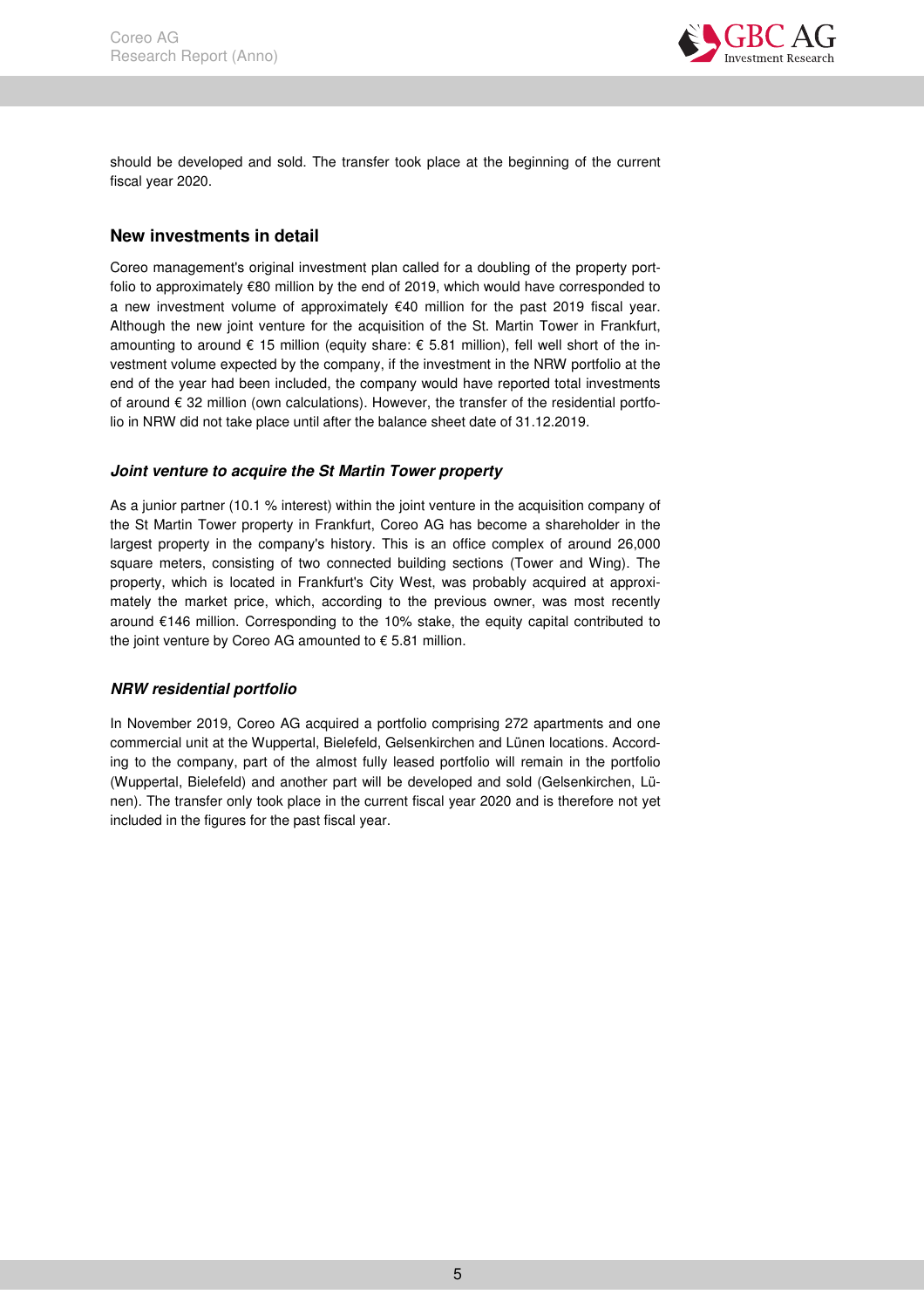should be developed and sold. The transfer took place at the beginning of the current fiscal year 2020.

## New investments in detail

Coreo management's original investment plan called for a doubling of the property portfolio to approximately €80 million by the end of 2019, which would have corresponded to a new investment volume of approximately €40 million for the past 2019 fiscal year. Although the new joint venture for the acquisition of the St. Martin Tower in Frankfurt, amounting to around € 15 million (equity share: € 5.81 million), fell well short of the investment volume expected by the company, if the investment in the NRW portfolio at the end of the year had been included, the company would have reported total investments of around € 32 million (own calculations). However, the transfer of the residential portfolio in NRW did not take place until after the balance sheet date of 31.12.2019.

### *Joint venture to acquire the St Martin Tower property*

As a junior partner (10.1 % interest) within the joint venture in the acquisition company of the St Martin Tower property in Frankfurt, Coreo AG has become a shareholder in the largest property in the company's history. This is an office complex of around 26,000 square meters, consisting of two connected building sections (Tower and Wing). The property, which is located in Frankfurt's City West, was probably acquired at approximately the market price, which, according to the previous owner, was most recently around €146 million. Corresponding to the 10% stake, the equity capital contributed to the joint venture by Coreo AG amounted to € 5.81 million.

### *NRW residential portfolio*

In November 2019, Coreo AG acquired a portfolio comprising 272 apartments and one commercial unit at the Wuppertal, Bielefeld, Gelsenkirchen and Lünen locations. According to the company, part of the almost fully leased portfolio will remain in the portfolio (Wuppertal, Bielefeld) and another part will be developed and sold (Gelsenkirchen, Lünen). The transfer only took place in the current fiscal year 2020 and is therefore not yet included in the figures for the past fiscal year.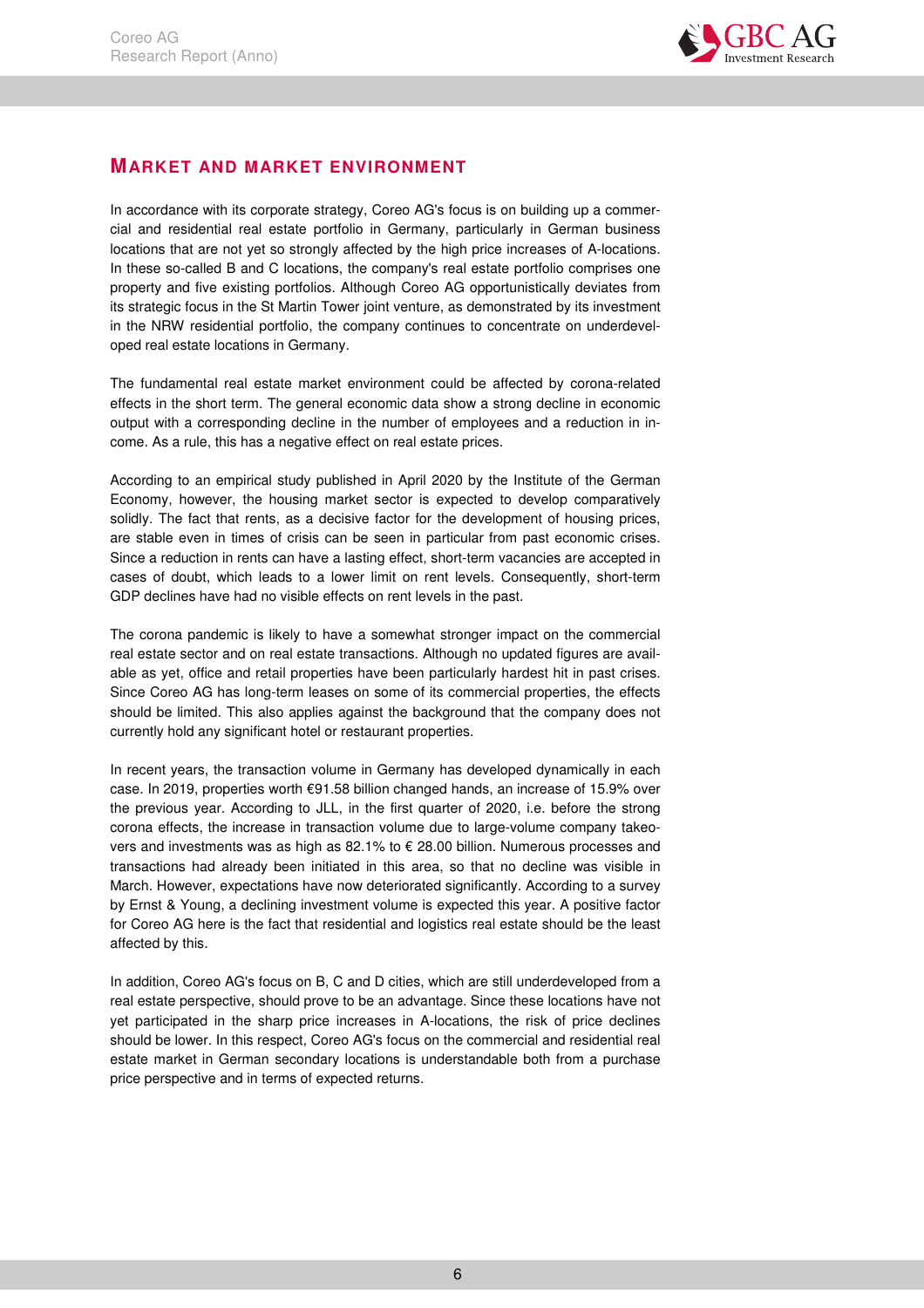## MARKET AND MARKET ENVIRONMENT

In accordance with its corporate strategy, Coreo AG's focus is on building up a commercial and residential real estate portfolio in Germany, particularly in German business locations that are not yet so strongly affected by the high price increases of A-locations. In these so-called B and C locations, the company's real estate portfolio comprises one property and five existing portfolios. Although Coreo AG opportunistically deviates from its strategic focus in the St Martin Tower joint venture, as demonstrated by its investment in the NRW residential portfolio, the company continues to concentrate on underdeveloped real estate locations in Germany.

The fundamental real estate market environment could be affected by corona-related effects in the short term. The general economic data show a strong decline in economic output with a corresponding decline in the number of employees and a reduction in income. As a rule, this has a negative effect on real estate prices.

According to an empirical study published in April 2020 by the Institute of the German Economy, however, the housing market sector is expected to develop comparatively solidly. The fact that rents, as a decisive factor for the development of housing prices, are stable even in times of crisis can be seen in particular from past economic crises. Since a reduction in rents can have a lasting effect, short-term vacancies are accepted in cases of doubt, which leads to a lower limit on rent levels. Consequently, short-term GDP declines have had no visible effects on rent levels in the past.

The corona pandemic is likely to have a somewhat stronger impact on the commercial real estate sector and on real estate transactions. Although no updated figures are available as yet, office and retail properties have been particularly hardest hit in past crises. Since Coreo AG has long-term leases on some of its commercial properties, the effects should be limited. This also applies against the background that the company does not currently hold any significant hotel or restaurant properties.

In recent years, the transaction volume in Germany has developed dynamically in each case. In 2019, properties worth €91.58 billion changed hands, an increase of 15.9% over the previous year. According to JLL, in the first quarter of 2020, i.e. before the strong corona effects, the increase in transaction volume due to large-volume company takeovers and investments was as high as 82.1% to € 28.00 billion. Numerous processes and transactions had already been initiated in this area, so that no decline was visible in March. However, expectations have now deteriorated significantly. According to a survey by Ernst & Young, a declining investment volume is expected this year. A positive factor for Coreo AG here is the fact that residential and logistics real estate should be the least affected by this.

In addition, Coreo AG's focus on B, C and D cities, which are still underdeveloped from a real estate perspective, should prove to be an advantage. Since these locations have not yet participated in the sharp price increases in A-locations, the risk of price declines should be lower. In this respect, Coreo AG's focus on the commercial and residential real estate market in German secondary locations is understandable both from a purchase price perspective and in terms of expected returns.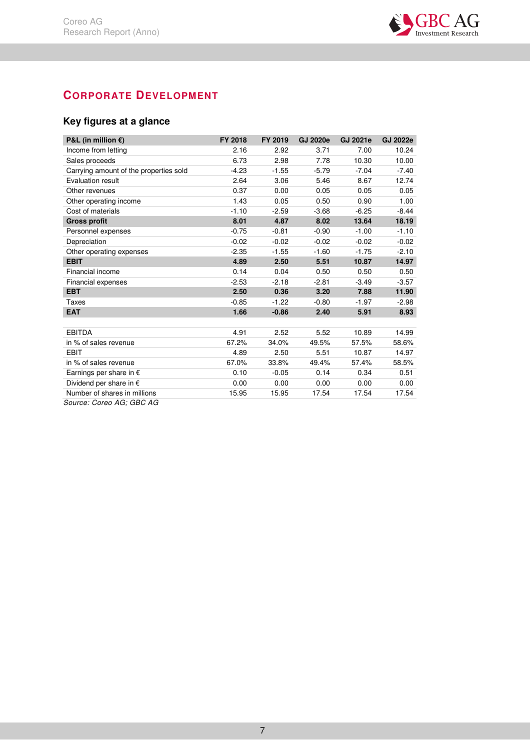## CORPORATE DEVELOPMENT

### Key figures at a glance

| P&L (in million €) | FY 2018 | FY 2019 | GJ 2020e | GJ 2021e | GJ 2022e |
|---|---|---|---|---|---|
| Income from letting | 2.16 | 2.92 | 3.71 | 7.00 | 10.24 |
| Sales proceeds | 6.73 | 2.98 | 7.78 | 10.30 | 10.00 |
| Carrying amount of the properties sold | -4.23 | -1.55 | -5.79 | -7.04 | -7.40 |
| Evaluation result | 2.64 | 3.06 | 5.46 | 8.67 | 12.74 |
| Other revenues | 0.37 | 0.00 | 0.05 | 0.05 | 0.05 |
| Other operating income | 1.43 | 0.05 | 0.50 | 0.90 | 1.00 |
| Cost of materials | -1.10 | -2.59 | -3.68 | -6.25 | -8.44 |
| **Gross profit** | **8.01** | **4.87** | **8.02** | **13.64** | **18.19** |
| Personnel expenses | -0.75 | -0.81 | -0.90 | -1.00 | -1.10 |
| Depreciation | -0.02 | -0.02 | -0.02 | -0.02 | -0.02 |
| Other operating expenses | -2.35 | -1.55 | -1.60 | -1.75 | -2.10 |
| **EBIT** | **4.89** | **2.50** | **5.51** | **10.87** | **14.97** |
| Financial income | 0.14 | 0.04 | 0.50 | 0.50 | 0.50 |
| Financial expenses | -2.53 | -2.18 | -2.81 | -3.49 | -3.57 |
| **EBT** | **2.50** | **0.36** | **3.20** | **7.88** | **11.90** |
| Taxes | -0.85 | -1.22 | -0.80 | -1.97 | -2.98 |
| **EAT** | **1.66** | **-0.86** | **2.40** | **5.91** | **8.93** |
| | | | | | |
| EBITDA | 4.91 | 2.52 | 5.52 | 10.89 | 14.99 |
| in % of sales revenue | 67.2% | 34.0% | 49.5% | 57.5% | 58.6% |
| EBIT | 4.89 | 2.50 | 5.51 | 10.87 | 14.97 |
| in % of sales revenue | 67.0% | 33.8% | 49.4% | 57.4% | 58.5% |
| Earnings per share in € | 0.10 | -0.05 | 0.14 | 0.34 | 0.51 |
| Dividend per share in € | 0.00 | 0.00 | 0.00 | 0.00 | 0.00 |
| Number of shares in millions | 15.95 | 15.95 | 17.54 | 17.54 | 17.54 |

*Source: Coreo AG; GBC AG*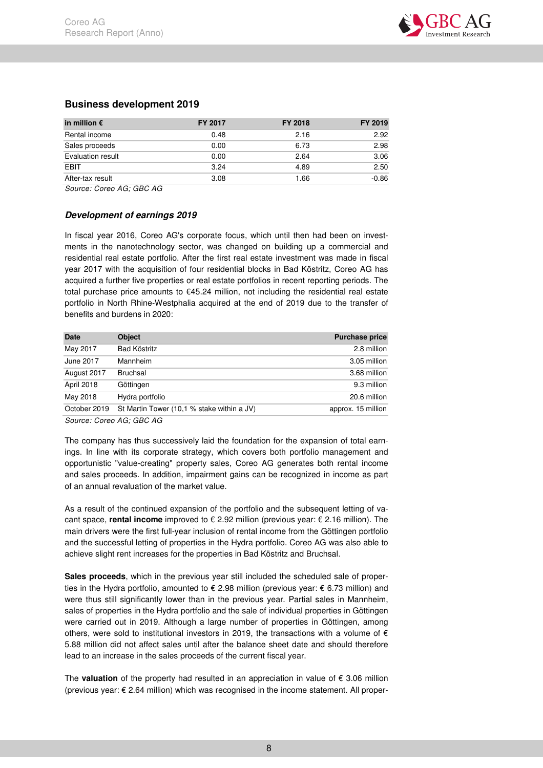## Business development 2019

| in million € | FY 2017 | FY 2018 | FY 2019 |
|---|---|---|---|
| Rental income | 0.48 | 2.16 | 2.92 |
| Sales proceeds | 0.00 | 6.73 | 2.98 |
| Evaluation result | 0.00 | 2.64 | 3.06 |
| EBIT | 3.24 | 4.89 | 2.50 |
| After-tax result | 3.08 | 1.66 | -0.86 |

*Source: Coreo AG; GBC AG*

### *Development of earnings 2019*

In fiscal year 2016, Coreo AG's corporate focus, which until then had been on investments in the nanotechnology sector, was changed on building up a commercial and residential real estate portfolio. After the first real estate investment was made in fiscal year 2017 with the acquisition of four residential blocks in Bad Köstritz, Coreo AG has acquired a further five properties or real estate portfolios in recent reporting periods. The total purchase price amounts to €45.24 million, not including the residential real estate portfolio in North Rhine-Westphalia acquired at the end of 2019 due to the transfer of benefits and burdens in 2020:

| Date | Object | Purchase price |
|---|---|---|
| May 2017 | Bad Köstritz | 2.8 million |
| June 2017 | Mannheim | 3.05 million |
| August 2017 | Bruchsal | 3.68 million |
| April 2018 | Göttingen | 9.3 million |
| May 2018 | Hydra portfolio | 20.6 million |
| October 2019 | St Martin Tower (10,1 % stake within a JV) | approx. 15 million |

*Source: Coreo AG; GBC AG*

The company has thus successively laid the foundation for the expansion of total earnings. In line with its corporate strategy, which covers both portfolio management and opportunistic "value-creating" property sales, Coreo AG generates both rental income and sales proceeds. In addition, impairment gains can be recognized in income as part of an annual revaluation of the market value.

As a result of the continued expansion of the portfolio and the subsequent letting of vacant space, **rental income** improved to € 2.92 million (previous year: € 2.16 million). The main drivers were the first full-year inclusion of rental income from the Göttingen portfolio and the successful letting of properties in the Hydra portfolio. Coreo AG was also able to achieve slight rent increases for the properties in Bad Köstritz and Bruchsal.

**Sales proceeds**, which in the previous year still included the scheduled sale of properties in the Hydra portfolio, amounted to € 2.98 million (previous year: € 6.73 million) and were thus still significantly lower than in the previous year. Partial sales in Mannheim, sales of properties in the Hydra portfolio and the sale of individual properties in Göttingen were carried out in 2019. Although a large number of properties in Göttingen, among others, were sold to institutional investors in 2019, the transactions with a volume of € 5.88 million did not affect sales until after the balance sheet date and should therefore lead to an increase in the sales proceeds of the current fiscal year.

The **valuation** of the property had resulted in an appreciation in value of € 3.06 million (previous year: € 2.64 million) which was recognised in the income statement. All proper-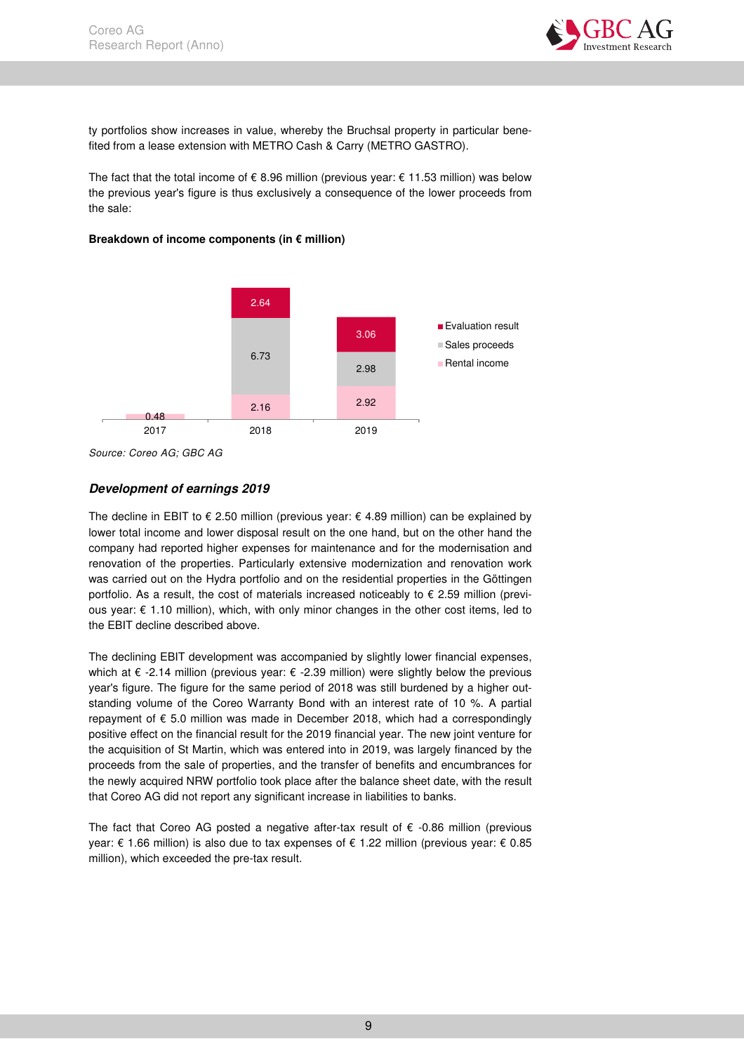ty portfolios show increases in value, whereby the Bruchsal property in particular benefited from a lease extension with METRO Cash & Carry (METRO GASTRO).

The fact that the total income of € 8.96 million (previous year: € 11.53 million) was below the previous year's figure is thus exclusively a consequence of the lower proceeds from the sale:

**Breakdown of income components (in € million)**

2.64
6.73
2.16
3.06
2.98
2.92
0.48
2017
2018
2019
Evaluation result
Sales proceeds
Rental income

*Source: Coreo AG; GBC AG*

### *Development of earnings 2019*

The decline in EBIT to € 2.50 million (previous year: € 4.89 million) can be explained by lower total income and lower disposal result on the one hand, but on the other hand the company had reported higher expenses for maintenance and for the modernisation and renovation of the properties. Particularly extensive modernization and renovation work was carried out on the Hydra portfolio and on the residential properties in the Göttingen portfolio. As a result, the cost of materials increased noticeably to € 2.59 million (previous year: € 1.10 million), which, with only minor changes in the other cost items, led to the EBIT decline described above.

The declining EBIT development was accompanied by slightly lower financial expenses, which at € -2.14 million (previous year: € -2.39 million) were slightly below the previous year's figure. The figure for the same period of 2018 was still burdened by a higher outstanding volume of the Coreo Warranty Bond with an interest rate of 10 %. A partial repayment of € 5.0 million was made in December 2018, which had a correspondingly positive effect on the financial result for the 2019 financial year. The new joint venture for the acquisition of St Martin, which was entered into in 2019, was largely financed by the proceeds from the sale of properties, and the transfer of benefits and encumbrances for the newly acquired NRW portfolio took place after the balance sheet date, with the result that Coreo AG did not report any significant increase in liabilities to banks.

The fact that Coreo AG posted a negative after-tax result of € -0.86 million (previous year: € 1.66 million) is also due to tax expenses of € 1.22 million (previous year: € 0.85 million), which exceeded the pre-tax result.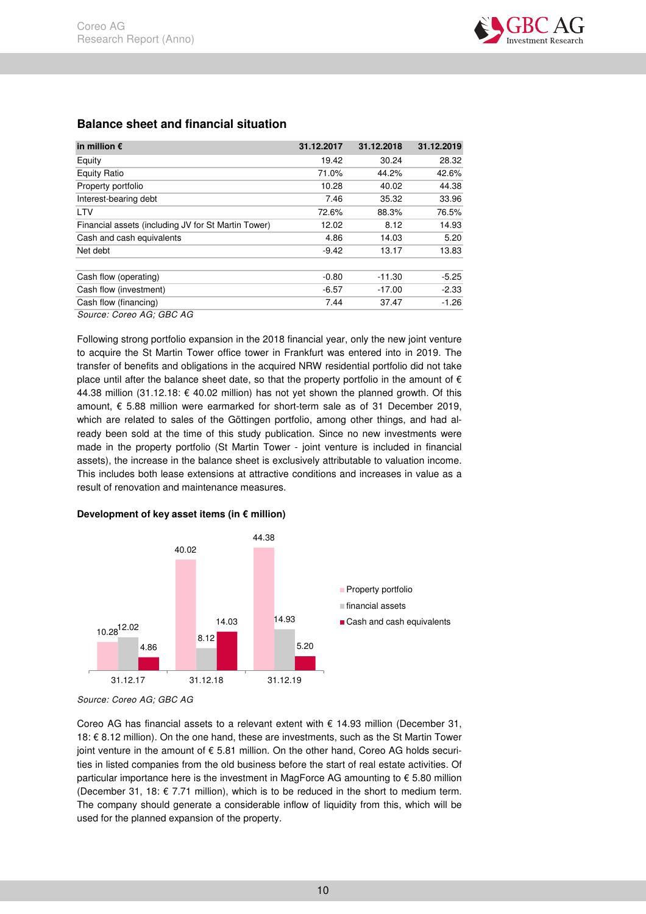## Balance sheet and financial situation

| in million € | 31.12.2017 | 31.12.2018 | 31.12.2019 |
|---|---|---|---|
| Equity | 19.42 | 30.24 | 28.32 |
| Equity Ratio | 71.0% | 44.2% | 42.6% |
| Property portfolio | 10.28 | 40.02 | 44.38 |
| Interest-bearing debt | 7.46 | 35.32 | 33.96 |
| LTV | 72.6% | 88.3% | 76.5% |
| Financial assets (including JV for St Martin Tower) | 12.02 | 8.12 | 14.93 |
| Cash and cash equivalents | 4.86 | 14.03 | 5.20 |
| Net debt | -9.42 | 13.17 | 13.83 |
| | | | |
| Cash flow (operating) | -0.80 | -11.30 | -5.25 |
| Cash flow (investment) | -6.57 | -17.00 | -2.33 |
| Cash flow (financing) | 7.44 | 37.47 | -1.26 |

*Source: Coreo AG; GBC AG*

Following strong portfolio expansion in the 2018 financial year, only the new joint venture to acquire the St Martin Tower office tower in Frankfurt was entered into in 2019. The transfer of benefits and obligations in the acquired NRW residential portfolio did not take place until after the balance sheet date, so that the property portfolio in the amount of € 44.38 million (31.12.18: € 40.02 million) has not yet shown the planned growth. Of this amount, € 5.88 million were earmarked for short-term sale as of 31 December 2019, which are related to sales of the Göttingen portfolio, among other things, and had already been sold at the time of this study publication. Since no new investments were made in the property portfolio (St Martin Tower - joint venture is included in financial assets), the increase in the balance sheet is exclusively attributable to valuation income. This includes both lease extensions at attractive conditions and increases in value as a result of renovation and maintenance measures.

**Development of key asset items (in € million)**

Property portfolio
financial assets
Cash and cash equivalents

31.12.17: 10.28, 12.02, 4.86
31.12.18: 40.02, 8.12, 14.03
31.12.19: 44.38, 14.93, 5.20

*Source: Coreo AG; GBC AG*

Coreo AG has financial assets to a relevant extent with € 14.93 million (December 31, 18: € 8.12 million). On the one hand, these are investments, such as the St Martin Tower joint venture in the amount of € 5.81 million. On the other hand, Coreo AG holds securities in listed companies from the old business before the start of real estate activities. Of particular importance here is the investment in MagForce AG amounting to € 5.80 million (December 31, 18: € 7.71 million), which is to be reduced in the short to medium term. The company should generate a considerable inflow of liquidity from this, which will be used for the planned expansion of the property.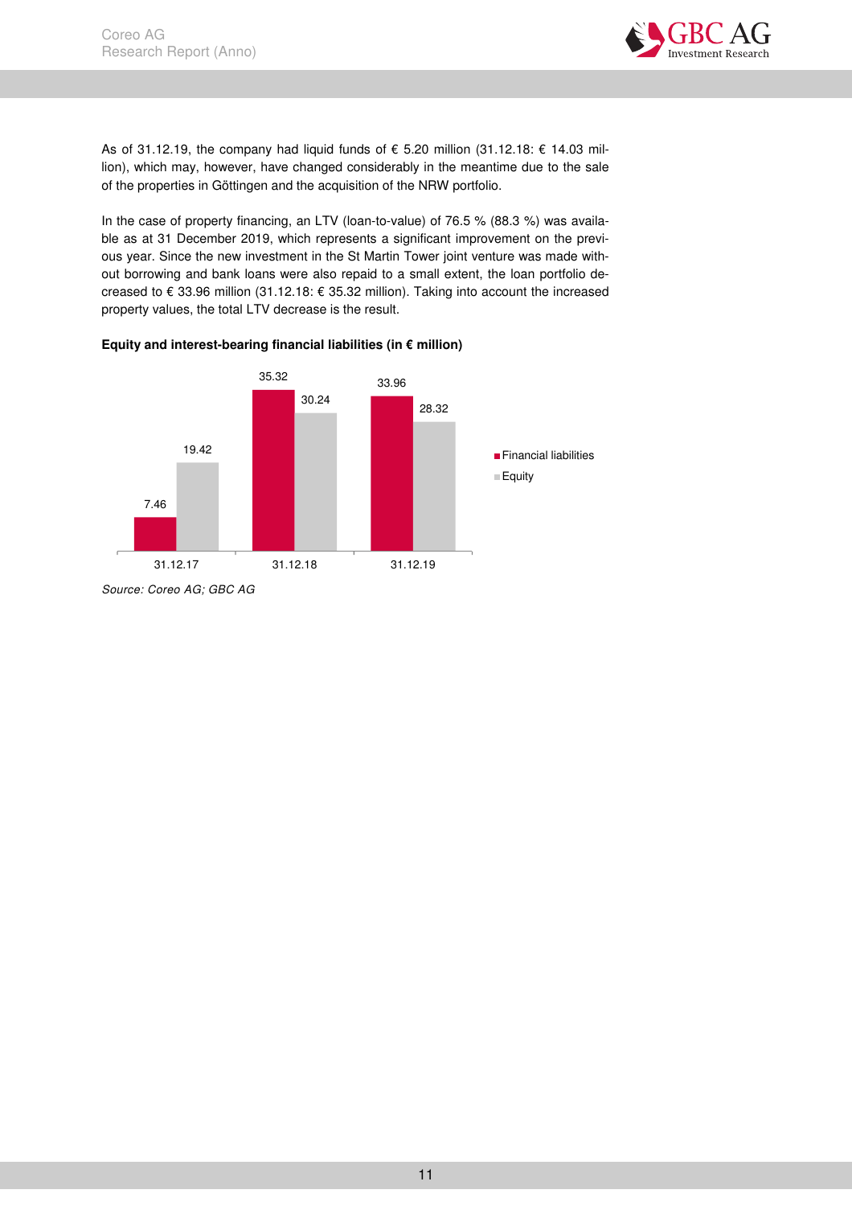As of 31.12.19, the company had liquid funds of € 5.20 million (31.12.18: € 14.03 million), which may, however, have changed considerably in the meantime due to the sale of the properties in Göttingen and the acquisition of the NRW portfolio.

In the case of property financing, an LTV (loan-to-value) of 76.5 % (88.3 %) was available as at 31 December 2019, which represents a significant improvement on the previous year. Since the new investment in the St Martin Tower joint venture was made without borrowing and bank loans were also repaid to a small extent, the loan portfolio decreased to € 33.96 million (31.12.18: € 35.32 million). Taking into account the increased property values, the total LTV decrease is the result.

**Equity and interest-bearing financial liabilities (in € million)**

Financial liabilities
Equity

31.12.17: 7.46, 19.42
31.12.18: 35.32, 30.24
31.12.19: 33.96, 28.32

*Source: Coreo AG; GBC AG*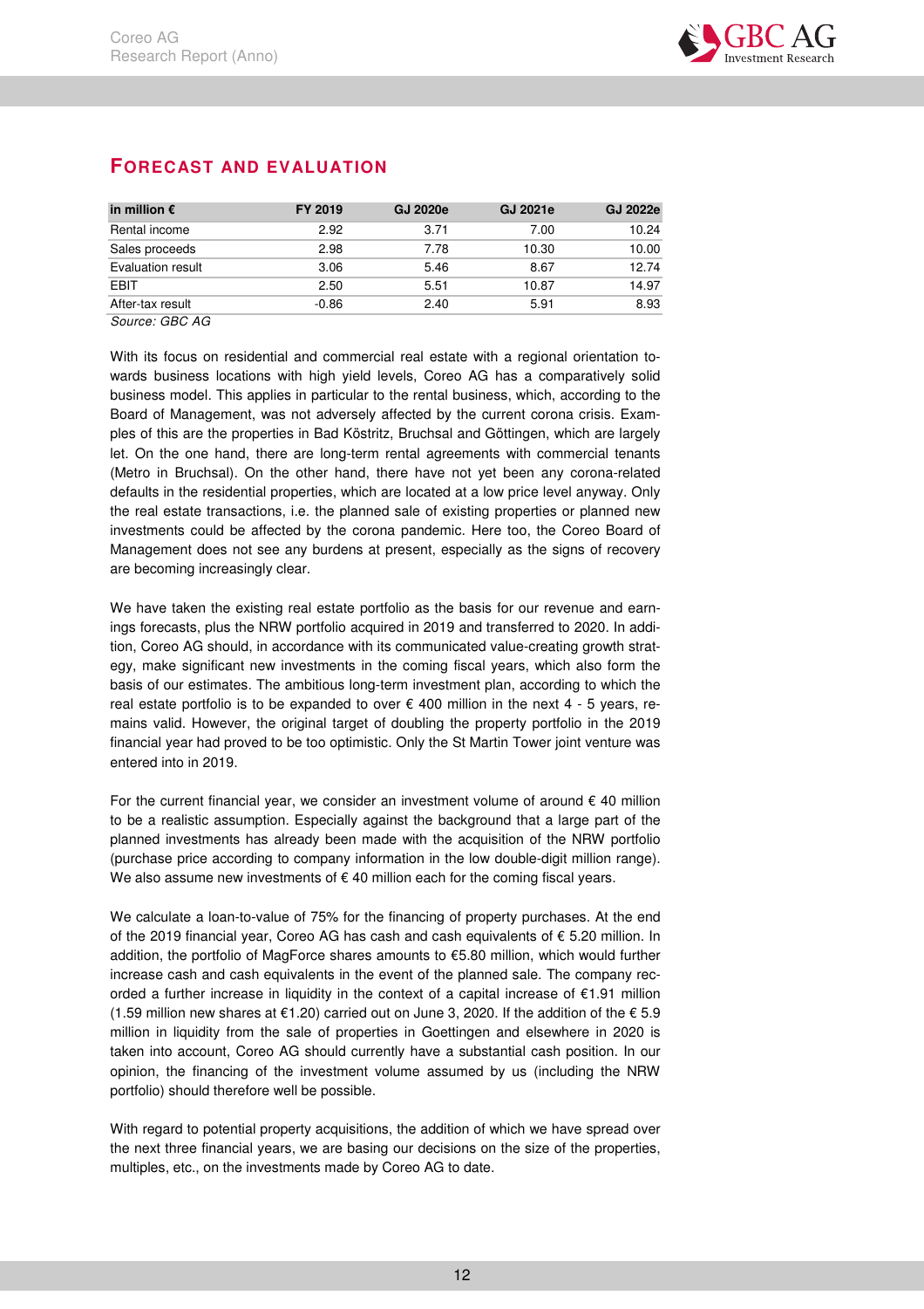## FORECAST AND EVALUATION

| in million € | FY 2019 | GJ 2020e | GJ 2021e | GJ 2022e |
|---|---|---|---|---|
| Rental income | 2.92 | 3.71 | 7.00 | 10.24 |
| Sales proceeds | 2.98 | 7.78 | 10.30 | 10.00 |
| Evaluation result | 3.06 | 5.46 | 8.67 | 12.74 |
| EBIT | 2.50 | 5.51 | 10.87 | 14.97 |
| After-tax result | -0.86 | 2.40 | 5.91 | 8.93 |

*Source: GBC AG*

With its focus on residential and commercial real estate with a regional orientation towards business locations with high yield levels, Coreo AG has a comparatively solid business model. This applies in particular to the rental business, which, according to the Board of Management, was not adversely affected by the current corona crisis. Examples of this are the properties in Bad Köstritz, Bruchsal and Göttingen, which are largely let. On the one hand, there are long-term rental agreements with commercial tenants (Metro in Bruchsal). On the other hand, there have not yet been any corona-related defaults in the residential properties, which are located at a low price level anyway. Only the real estate transactions, i.e. the planned sale of existing properties or planned new investments could be affected by the corona pandemic. Here too, the Coreo Board of Management does not see any burdens at present, especially as the signs of recovery are becoming increasingly clear.

We have taken the existing real estate portfolio as the basis for our revenue and earnings forecasts, plus the NRW portfolio acquired in 2019 and transferred to 2020. In addition, Coreo AG should, in accordance with its communicated value-creating growth strategy, make significant new investments in the coming fiscal years, which also form the basis of our estimates. The ambitious long-term investment plan, according to which the real estate portfolio is to be expanded to over € 400 million in the next 4 - 5 years, remains valid. However, the original target of doubling the property portfolio in the 2019 financial year had proved to be too optimistic. Only the St Martin Tower joint venture was entered into in 2019.

For the current financial year, we consider an investment volume of around € 40 million to be a realistic assumption. Especially against the background that a large part of the planned investments has already been made with the acquisition of the NRW portfolio (purchase price according to company information in the low double-digit million range). We also assume new investments of € 40 million each for the coming fiscal years.

We calculate a loan-to-value of 75% for the financing of property purchases. At the end of the 2019 financial year, Coreo AG has cash and cash equivalents of € 5.20 million. In addition, the portfolio of MagForce shares amounts to €5.80 million, which would further increase cash and cash equivalents in the event of the planned sale. The company recorded a further increase in liquidity in the context of a capital increase of €1.91 million (1.59 million new shares at €1.20) carried out on June 3, 2020. If the addition of the € 5.9 million in liquidity from the sale of properties in Goettingen and elsewhere in 2020 is taken into account, Coreo AG should currently have a substantial cash position. In our opinion, the financing of the investment volume assumed by us (including the NRW portfolio) should therefore well be possible.

With regard to potential property acquisitions, the addition of which we have spread over the next three financial years, we are basing our decisions on the size of the properties, multiples, etc., on the investments made by Coreo AG to date.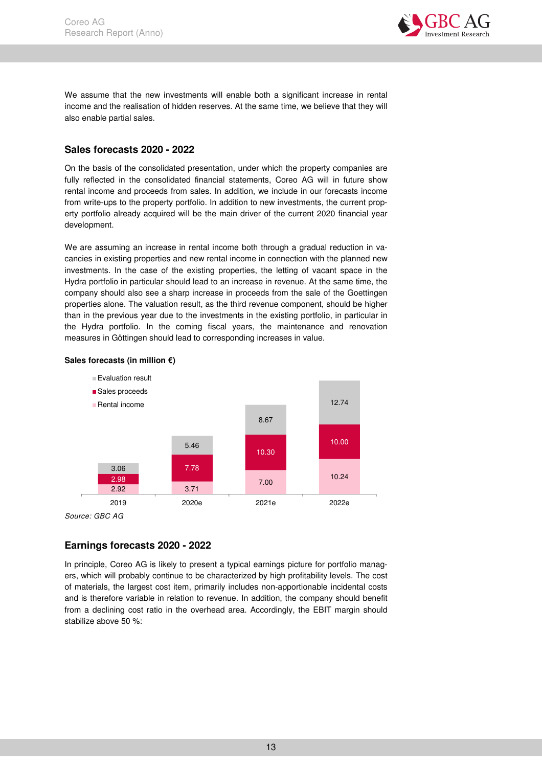We assume that the new investments will enable both a significant increase in rental income and the realisation of hidden reserves. At the same time, we believe that they will also enable partial sales.

## Sales forecasts 2020 - 2022

On the basis of the consolidated presentation, under which the property companies are fully reflected in the consolidated financial statements, Coreo AG will in future show rental income and proceeds from sales. In addition, we include in our forecasts income from write-ups to the property portfolio. In addition to new investments, the current property portfolio already acquired will be the main driver of the current 2020 financial year development.

We are assuming an increase in rental income both through a gradual reduction in vacancies in existing properties and new rental income in connection with the planned new investments. In the case of the existing properties, the letting of vacant space in the Hydra portfolio in particular should lead to an increase in revenue. At the same time, the company should also see a sharp increase in proceeds from the sale of the Goettingen properties alone. The valuation result, as the third revenue component, should be higher than in the previous year due to the investments in the existing portfolio, in particular in the Hydra portfolio. In the coming fiscal years, the maintenance and renovation measures in Göttingen should lead to corresponding increases in value.

**Sales forecasts (in million €)**

Evaluation result
Sales proceeds
Rental income

2019: 3.06, 2.98, 2.92
2020e: 5.46, 7.78, 3.71
2021e: 8.67, 10.30, 7.00
2022e: 12.74, 10.00, 10.24

*Source: GBC AG*

## Earnings forecasts 2020 - 2022

In principle, Coreo AG is likely to present a typical earnings picture for portfolio managers, which will probably continue to be characterized by high profitability levels. The cost of materials, the largest cost item, primarily includes non-apportionable incidental costs and is therefore variable in relation to revenue. In addition, the company should benefit from a declining cost ratio in the overhead area. Accordingly, the EBIT margin should stabilize above 50 %: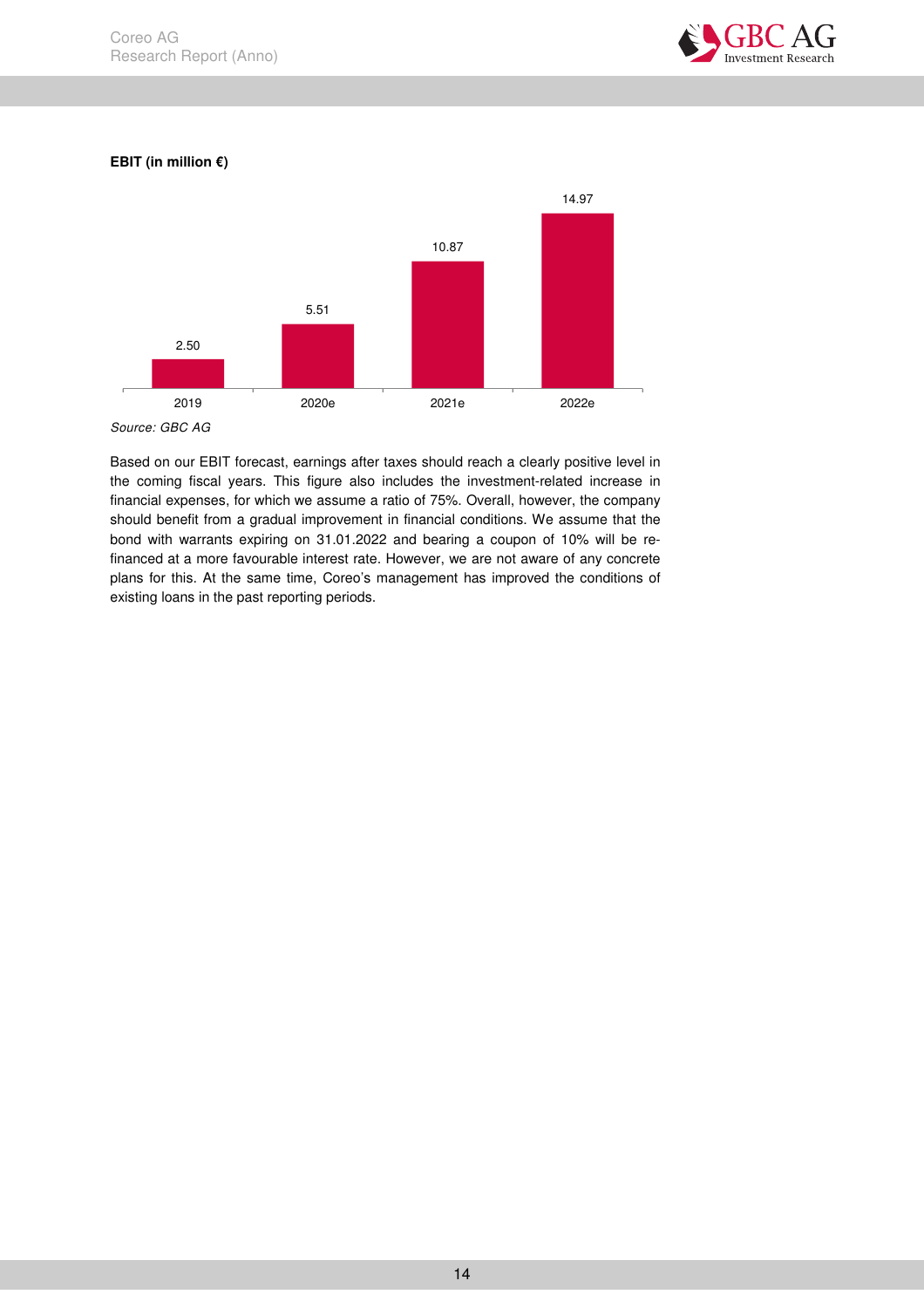**EBIT (in million €)**

14.97
10.87
5.51
2.50

2019
2020e
2021e
2022e

*Source: GBC AG*

Based on our EBIT forecast, earnings after taxes should reach a clearly positive level in the coming fiscal years. This figure also includes the investment-related increase in financial expenses, for which we assume a ratio of 75%. Overall, however, the company should benefit from a gradual improvement in financial conditions. We assume that the bond with warrants expiring on 31.01.2022 and bearing a coupon of 10% will be re-financed at a more favourable interest rate. However, we are not aware of any concrete plans for this. At the same time, Coreo's management has improved the conditions of existing loans in the past reporting periods.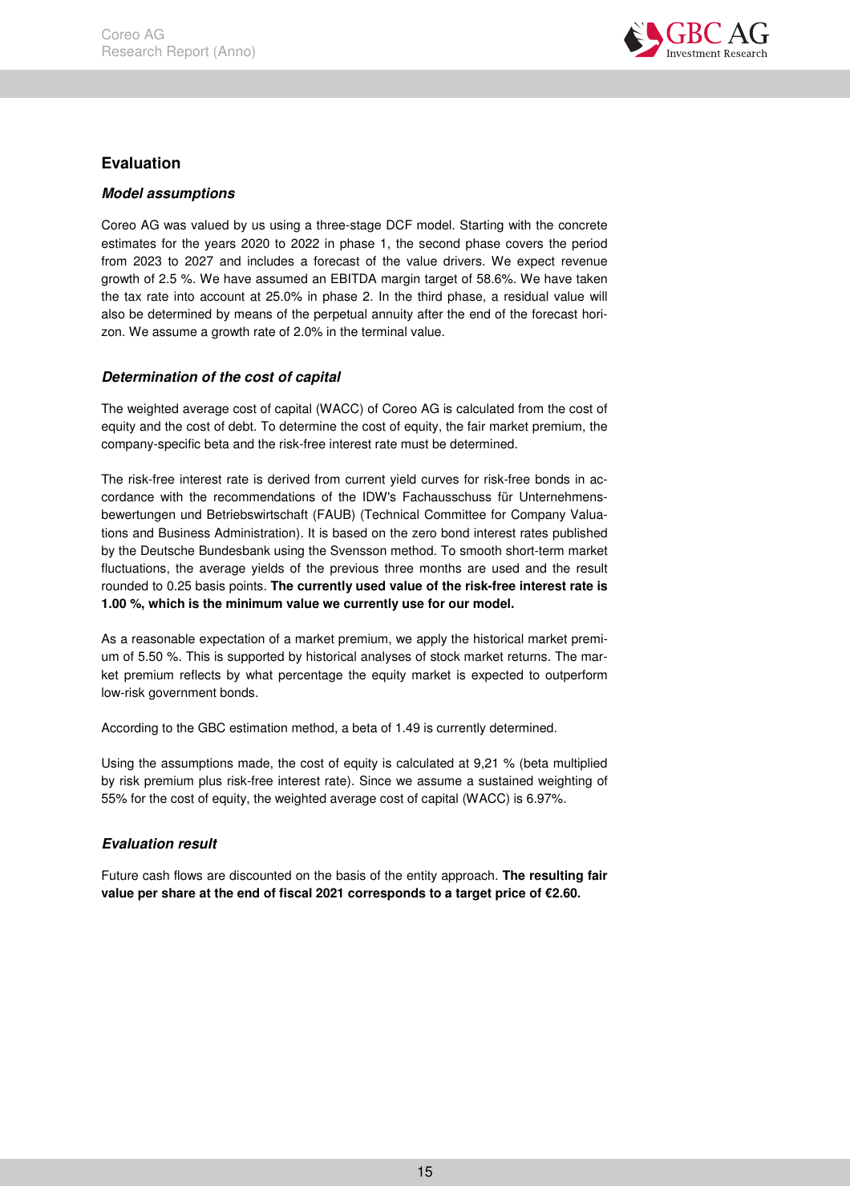## Evaluation

### *Model assumptions*

Coreo AG was valued by us using a three-stage DCF model. Starting with the concrete estimates for the years 2020 to 2022 in phase 1, the second phase covers the period from 2023 to 2027 and includes a forecast of the value drivers. We expect revenue growth of 2.5 %. We have assumed an EBITDA margin target of 58.6%. We have taken the tax rate into account at 25.0% in phase 2. In the third phase, a residual value will also be determined by means of the perpetual annuity after the end of the forecast horizon. We assume a growth rate of 2.0% in the terminal value.

### *Determination of the cost of capital*

The weighted average cost of capital (WACC) of Coreo AG is calculated from the cost of equity and the cost of debt. To determine the cost of equity, the fair market premium, the company-specific beta and the risk-free interest rate must be determined.

The risk-free interest rate is derived from current yield curves for risk-free bonds in accordance with the recommendations of the IDW's Fachausschuss für Unternehmensbewertungen und Betriebswirtschaft (FAUB) (Technical Committee for Company Valuations and Business Administration). It is based on the zero bond interest rates published by the Deutsche Bundesbank using the Svensson method. To smooth short-term market fluctuations, the average yields of the previous three months are used and the result rounded to 0.25 basis points. **The currently used value of the risk-free interest rate is 1.00 %, which is the minimum value we currently use for our model.**

As a reasonable expectation of a market premium, we apply the historical market premium of 5.50 %. This is supported by historical analyses of stock market returns. The market premium reflects by what percentage the equity market is expected to outperform low-risk government bonds.

According to the GBC estimation method, a beta of 1.49 is currently determined.

Using the assumptions made, the cost of equity is calculated at 9,21 % (beta multiplied by risk premium plus risk-free interest rate). Since we assume a sustained weighting of 55% for the cost of equity, the weighted average cost of capital (WACC) is 6.97%.

### *Evaluation result*

Future cash flows are discounted on the basis of the entity approach. **The resulting fair value per share at the end of fiscal 2021 corresponds to a target price of €2.60.**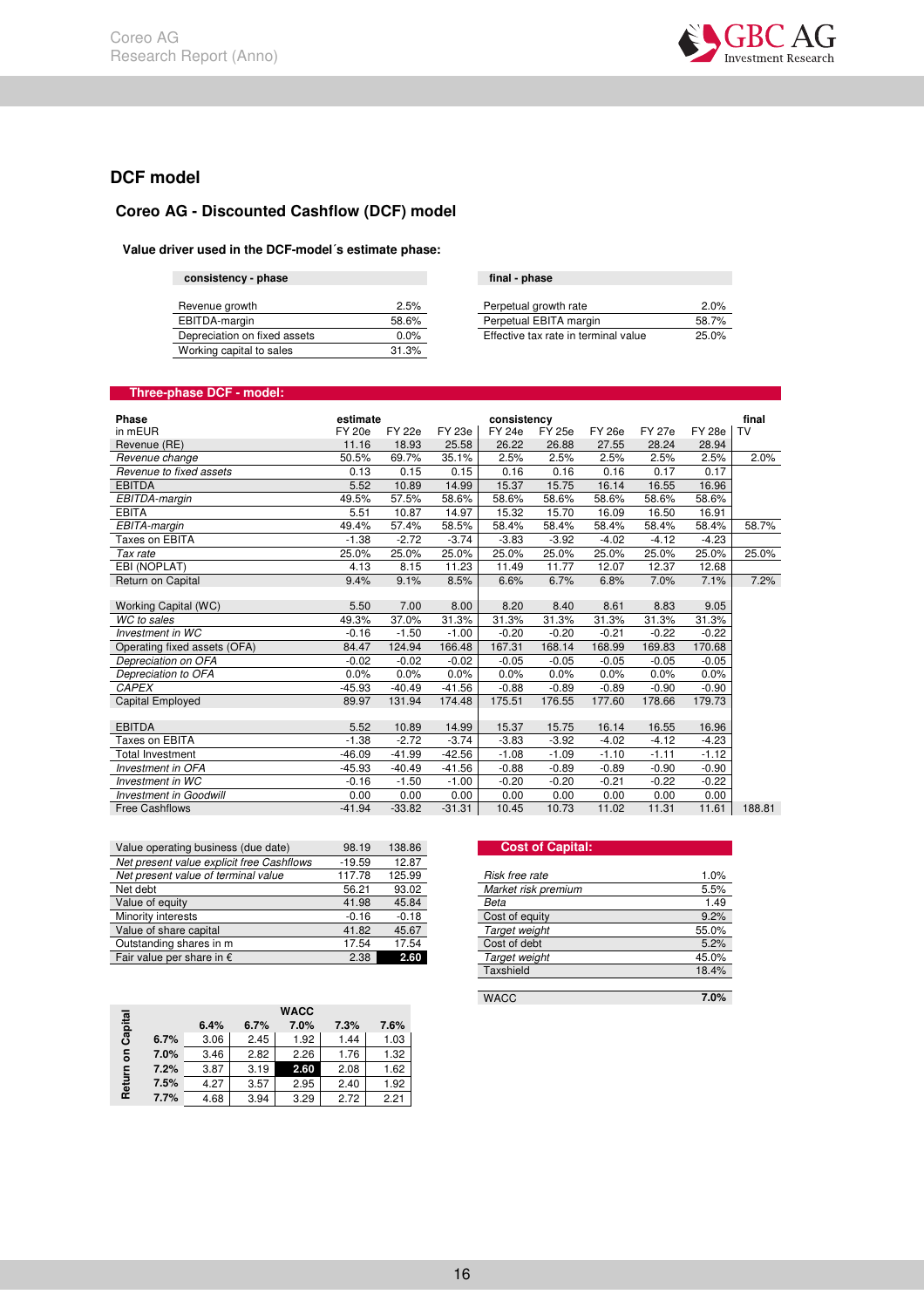# DCF model

## Coreo AG - Discounted Cashflow (DCF) model

### Value driver used in the DCF-model´s estimate phase:

| consistency - phase | |
|---|---|
| Revenue growth | 2.5% |
| EBITDA-margin | 58.6% |
| Depreciation on fixed assets | 0.0% |
| Working capital to sales | 31.3% |

| final - phase | |
|---|---|
| Perpetual growth rate | 2.0% |
| Perpetual EBITA margin | 58.7% |
| Effective tax rate in terminal value | 25.0% |

**Three-phase DCF - model:**

| Phase | estimate | | | consistency | | | | | final |
|---|---|---|---|---|---|---|---|---|---|
| in mEUR | FY 20e | FY 22e | FY 23e | FY 24e | FY 25e | FY 26e | FY 27e | FY 28e | TV |
| Revenue (RE) | 11.16 | 18.93 | 25.58 | 26.22 | 26.88 | 27.55 | 28.24 | 28.94 | |
| *Revenue change* | 50.5% | 69.7% | 35.1% | 2.5% | 2.5% | 2.5% | 2.5% | 2.5% | 2.0% |
| *Revenue to fixed assets* | 0.13 | 0.15 | 0.15 | 0.16 | 0.16 | 0.16 | 0.17 | 0.17 | |
| EBITDA | 5.52 | 10.89 | 14.99 | 15.37 | 15.75 | 16.14 | 16.55 | 16.96 | |
| *EBITDA-margin* | 49.5% | 57.5% | 58.6% | 58.6% | 58.6% | 58.6% | 58.6% | 58.6% | |
| EBITA | 5.51 | 10.87 | 14.97 | 15.32 | 15.70 | 16.09 | 16.50 | 16.91 | |
| *EBITA-margin* | 49.4% | 57.4% | 58.5% | 58.4% | 58.4% | 58.4% | 58.4% | 58.4% | 58.7% |
| Taxes on EBITA | -1.38 | -2.72 | -3.74 | -3.83 | -3.92 | -4.02 | -4.12 | -4.23 | |
| *Tax rate* | 25.0% | 25.0% | 25.0% | 25.0% | 25.0% | 25.0% | 25.0% | 25.0% | 25.0% |
| EBI (NOPLAT) | 4.13 | 8.15 | 11.23 | 11.49 | 11.77 | 12.07 | 12.37 | 12.68 | |
| Return on Capital | 9.4% | 9.1% | 8.5% | 6.6% | 6.7% | 6.8% | 7.0% | 7.1% | 7.2% |
| | | | | | | | | | |
| Working Capital (WC) | 5.50 | 7.00 | 8.00 | 8.20 | 8.40 | 8.61 | 8.83 | 9.05 | |
| *WC to sales* | 49.3% | 37.0% | 31.3% | 31.3% | 31.3% | 31.3% | 31.3% | 31.3% | |
| *Investment in WC* | -0.16 | -1.50 | -1.00 | -0.20 | -0.20 | -0.21 | -0.22 | -0.22 | |
| Operating fixed assets (OFA) | 84.47 | 124.94 | 166.48 | 167.31 | 168.14 | 168.99 | 169.83 | 170.68 | |
| *Depreciation on OFA* | -0.02 | -0.02 | -0.02 | -0.05 | -0.05 | -0.05 | -0.05 | -0.05 | |
| *Depreciation to OFA* | 0.0% | 0.0% | 0.0% | 0.0% | 0.0% | 0.0% | 0.0% | 0.0% | |
| *CAPEX* | -45.93 | -40.49 | -41.56 | -0.88 | -0.89 | -0.89 | -0.90 | -0.90 | |
| Capital Employed | 89.97 | 131.94 | 174.48 | 175.51 | 176.55 | 177.60 | 178.66 | 179.73 | |
| | | | | | | | | | |
| EBITDA | 5.52 | 10.89 | 14.99 | 15.37 | 15.75 | 16.14 | 16.55 | 16.96 | |
| Taxes on EBITA | -1.38 | -2.72 | -3.74 | -3.83 | -3.92 | -4.02 | -4.12 | -4.23 | |
| Total Investment | -46.09 | -41.99 | -42.56 | -1.08 | -1.09 | -1.10 | -1.11 | -1.12 | |
| *Investment in OFA* | -45.93 | -40.49 | -41.56 | -0.88 | -0.89 | -0.89 | -0.90 | -0.90 | |
| *Investment in WC* | -0.16 | -1.50 | -1.00 | -0.20 | -0.20 | -0.21 | -0.22 | -0.22 | |
| *Investment in Goodwill* | 0.00 | 0.00 | 0.00 | 0.00 | 0.00 | 0.00 | 0.00 | 0.00 | |
| Free Cashflows | -41.94 | -33.82 | -31.31 | 10.45 | 10.73 | 11.02 | 11.31 | 11.61 | 188.81 |

| | | |
|---|---|---|
| Value operating business (due date) | 98.19 | 138.86 |
| *Net present value explicit free Cashflows* | -19.59 | 12.87 |
| *Net present value of terminal value* | 117.78 | 125.99 |
| Net debt | 56.21 | 93.02 |
| Value of equity | 41.98 | 45.84 |
| Minority interests | -0.16 | -0.18 |
| Value of share capital | 41.82 | 45.67 |
| Outstanding shares in m | 17.54 | 17.54 |
| Fair value per share in € | 2.38 | **2.60** |

**Cost of Capital:**

| | |
|---|---|
| *Risk free rate* | 1.0% |
| *Market risk premium* | 5.5% |
| *Beta* | 1.49 |
| Cost of equity | 9.2% |
| *Target weight* | 55.0% |
| Cost of debt | 5.2% |
| *Target weight* | 45.0% |
| Taxshield | 18.4% |
| | |
| WACC | **7.0%** |

| Return on Capital \ WACC | 6.4% | 6.7% | 7.0% | 7.3% | 7.6% |
|---|---|---|---|---|---|
| **6.7%** | 3.06 | 2.45 | 1.92 | 1.44 | 1.03 |
| **7.0%** | 3.46 | 2.82 | 2.26 | 1.76 | 1.32 |
| **7.2%** | 3.87 | 3.19 | **2.60** | 2.08 | 1.62 |
| **7.5%** | 4.27 | 3.57 | 2.95 | 2.40 | 1.92 |
| **7.7%** | 4.68 | 3.94 | 3.29 | 2.72 | 2.21 |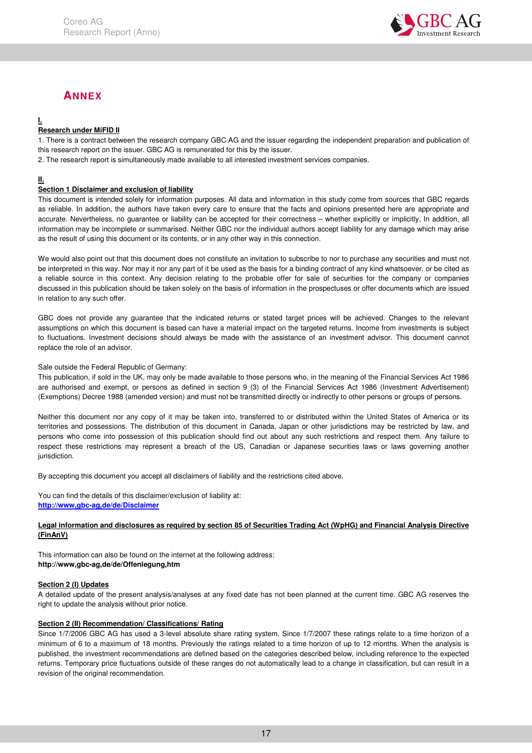# ANNEX

**I.**

**Research under MiFID II**

1. There is a contract between the research company GBC AG and the issuer regarding the independent preparation and publication of this research report on the issuer. GBC AG is remunerated for this by the issuer.
2. The research report is simultaneously made available to all interested investment services companies.

**II.**

**Section 1 Disclaimer and exclusion of liability**

This document is intended solely for information purposes. All data and information in this study come from sources that GBC regards as reliable. In addition, the authors have taken every care to ensure that the facts and opinions presented here are appropriate and accurate. Nevertheless, no guarantee or liability can be accepted for their correctness – whether explicitly or implicitly, In addition, all information may be incomplete or summarised. Neither GBC nor the individual authors accept liability for any damage which may arise as the result of using this document or its contents, or in any other way in this connection.

We would also point out that this document does not constitute an invitation to subscribe to nor to purchase any securities and must not be interpreted in this way. Nor may it nor any part of it be used as the basis for a binding contract of any kind whatsoever. or be cited as a reliable source in this context. Any decision relating to the probable offer for sale of securities for the company or companies discussed in this publication should be taken solely on the basis of information in the prospectuses or offer documents which are issued in relation to any such offer.

GBC does not provide any guarantee that the indicated returns or stated target prices will be achieved. Changes to the relevant assumptions on which this document is based can have a material impact on the targeted returns. Income from investments is subject to fluctuations. Investment decisions should always be made with the assistance of an investment advisor. This document cannot replace the role of an advisor.

Sale outside the Federal Republic of Germany:
This publication, if sold in the UK, may only be made available to those persons who, in the meaning of the Financial Services Act 1986 are authorised and exempt, or persons as defined in section 9 (3) of the Financial Services Act 1986 (Investment Advertisement) (Exemptions) Decree 1988 (amended version) and must not be transmitted directly or indirectly to other persons or groups of persons.

Neither this document nor any copy of it may be taken into, transferred to or distributed within the United States of America or its territories and possessions. The distribution of this document in Canada, Japan or other jurisdictions may be restricted by law, and persons who come into possession of this publication should find out about any such restrictions and respect them. Any failure to respect these restrictions may represent a breach of the US, Canadian or Japanese securities laws or laws governing another jurisdiction.

By accepting this document you accept all disclaimers of liability and the restrictions cited above.

You can find the details of this disclaimer/exclusion of liability at:
**http://www,gbc-ag,de/de/Disclaimer**

**Legal information and disclosures as required by section 85 of Securities Trading Act (WpHG) and Financial Analysis Directive (FinAnV)**

This information can also be found on the internet at the following address:
**http://www,gbc-ag,de/de/Offenlegung,htm**

**Section 2 (I) Updates**

A detailed update of the present analysis/analyses at any fixed date has not been planned at the current time. GBC AG reserves the right to update the analysis without prior notice.

**Section 2 (II) Recommendation/ Classifications/ Rating**

Since 1/7/2006 GBC AG has used a 3-level absolute share rating system. Since 1/7/2007 these ratings relate to a time horizon of a minimum of 6 to a maximum of 18 months. Previously the ratings related to a time horizon of up to 12 months. When the analysis is published, the investment recommendations are defined based on the categories described below, including reference to the expected returns. Temporary price fluctuations outside of these ranges do not automatically lead to a change in classification, but can result in a revision of the original recommendation.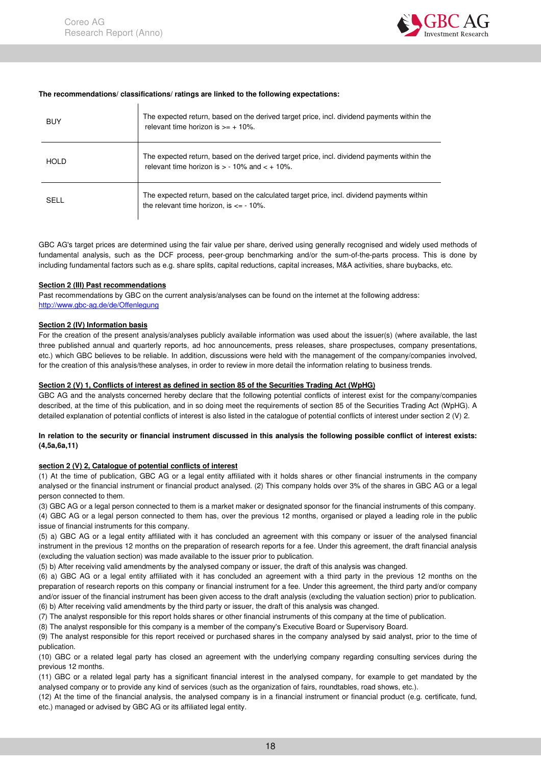**The recommendations/ classifications/ ratings are linked to the following expectations:**

| | |
|---|---|
| BUY | The expected return, based on the derived target price, incl. dividend payments within the relevant time horizon is >= + 10%. |
| HOLD | The expected return, based on the derived target price, incl. dividend payments within the relevant time horizon is > - 10% and < + 10%. |
| SELL | The expected return, based on the calculated target price, incl. dividend payments within the relevant time horizon, is <= - 10%. |

GBC AG's target prices are determined using the fair value per share, derived using generally recognised and widely used methods of fundamental analysis, such as the DCF process, peer-group benchmarking and/or the sum-of-the-parts process. This is done by including fundamental factors such as e.g. share splits, capital reductions, capital increases, M&A activities, share buybacks, etc.

**Section 2 (III) Past recommendations**

Past recommendations by GBC on the current analysis/analyses can be found on the internet at the following address:
http://www.gbc-ag.de/de/Offenlegung

**Section 2 (IV) Information basis**

For the creation of the present analysis/analyses publicly available information was used about the issuer(s) (where available, the last three published annual and quarterly reports, ad hoc announcements, press releases, share prospectuses, company presentations, etc.) which GBC believes to be reliable. In addition, discussions were held with the management of the company/companies involved, for the creation of this analysis/these analyses, in order to review in more detail the information relating to business trends.

**Section 2 (V) 1, Conflicts of interest as defined in section 85 of the Securities Trading Act (WpHG)**

GBC AG and the analysts concerned hereby declare that the following potential conflicts of interest exist for the company/companies described, at the time of this publication, and in so doing meet the requirements of section 85 of the Securities Trading Act (WpHG). A detailed explanation of potential conflicts of interest is also listed in the catalogue of potential conflicts of interest under section 2 (V) 2.

**In relation to the security or financial instrument discussed in this analysis the following possible conflict of interest exists: (4,5a,6a,11)**

**section 2 (V) 2, Catalogue of potential conflicts of interest**

(1) At the time of publication, GBC AG or a legal entity affiliated with it holds shares or other financial instruments in the company analysed or the financial instrument or financial product analysed. (2) This company holds over 3% of the shares in GBC AG or a legal person connected to them.

(3) GBC AG or a legal person connected to them is a market maker or designated sponsor for the financial instruments of this company.

(4) GBC AG or a legal person connected to them has, over the previous 12 months, organised or played a leading role in the public issue of financial instruments for this company.

(5) a) GBC AG or a legal entity affiliated with it has concluded an agreement with this company or issuer of the analysed financial instrument in the previous 12 months on the preparation of research reports for a fee. Under this agreement, the draft financial analysis (excluding the valuation section) was made available to the issuer prior to publication.

(5) b) After receiving valid amendments by the analysed company or issuer, the draft of this analysis was changed.

(6) a) GBC AG or a legal entity affiliated with it has concluded an agreement with a third party in the previous 12 months on the preparation of research reports on this company or financial instrument for a fee. Under this agreement, the third party and/or company and/or issuer of the financial instrument has been given access to the draft analysis (excluding the valuation section) prior to publication.

(6) b) After receiving valid amendments by the third party or issuer, the draft of this analysis was changed.

(7) The analyst responsible for this report holds shares or other financial instruments of this company at the time of publication.

(8) The analyst responsible for this company is a member of the company's Executive Board or Supervisory Board.

(9) The analyst responsible for this report received or purchased shares in the company analysed by said analyst, prior to the time of publication.

(10) GBC or a related legal party has closed an agreement with the underlying company regarding consulting services during the previous 12 months.

(11) GBC or a related legal party has a significant financial interest in the analysed company, for example to get mandated by the analysed company or to provide any kind of services (such as the organization of fairs, roundtables, road shows, etc.).

(12) At the time of the financial analysis, the analysed company is in a financial instrument or financial product (e.g. certificate, fund, etc.) managed or advised by GBC AG or its affiliated legal entity.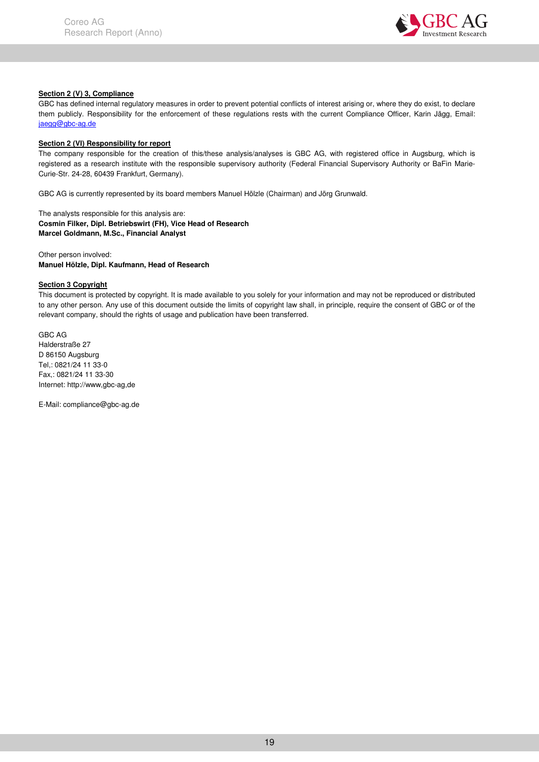**Section 2 (V) 3, Compliance**

GBC has defined internal regulatory measures in order to prevent potential conflicts of interest arising or, where they do exist, to declare them publicly. Responsibility for the enforcement of these regulations rests with the current Compliance Officer, Karin Jägg, Email: jaegg@gbc-ag.de

**Section 2 (VI) Responsibility for report**

The company responsible for the creation of this/these analysis/analyses is GBC AG, with registered office in Augsburg, which is registered as a research institute with the responsible supervisory authority (Federal Financial Supervisory Authority or BaFin Marie-Curie-Str. 24-28, 60439 Frankfurt, Germany).

GBC AG is currently represented by its board members Manuel Hölzle (Chairman) and Jörg Grunwald.

The analysts responsible for this analysis are:
**Cosmin Filker, Dipl. Betriebswirt (FH), Vice Head of Research**
**Marcel Goldmann, M.Sc., Financial Analyst**

Other person involved:
**Manuel Hölzle, Dipl. Kaufmann, Head of Research**

**Section 3 Copyright**

This document is protected by copyright. It is made available to you solely for your information and may not be reproduced or distributed to any other person. Any use of this document outside the limits of copyright law shall, in principle, require the consent of GBC or of the relevant company, should the rights of usage and publication have been transferred.

GBC AG
Halderstraße 27
D 86150 Augsburg
Tel,: 0821/24 11 33-0
Fax,: 0821/24 11 33-30
Internet: http://www,gbc-ag,de

E-Mail: compliance@gbc-ag.de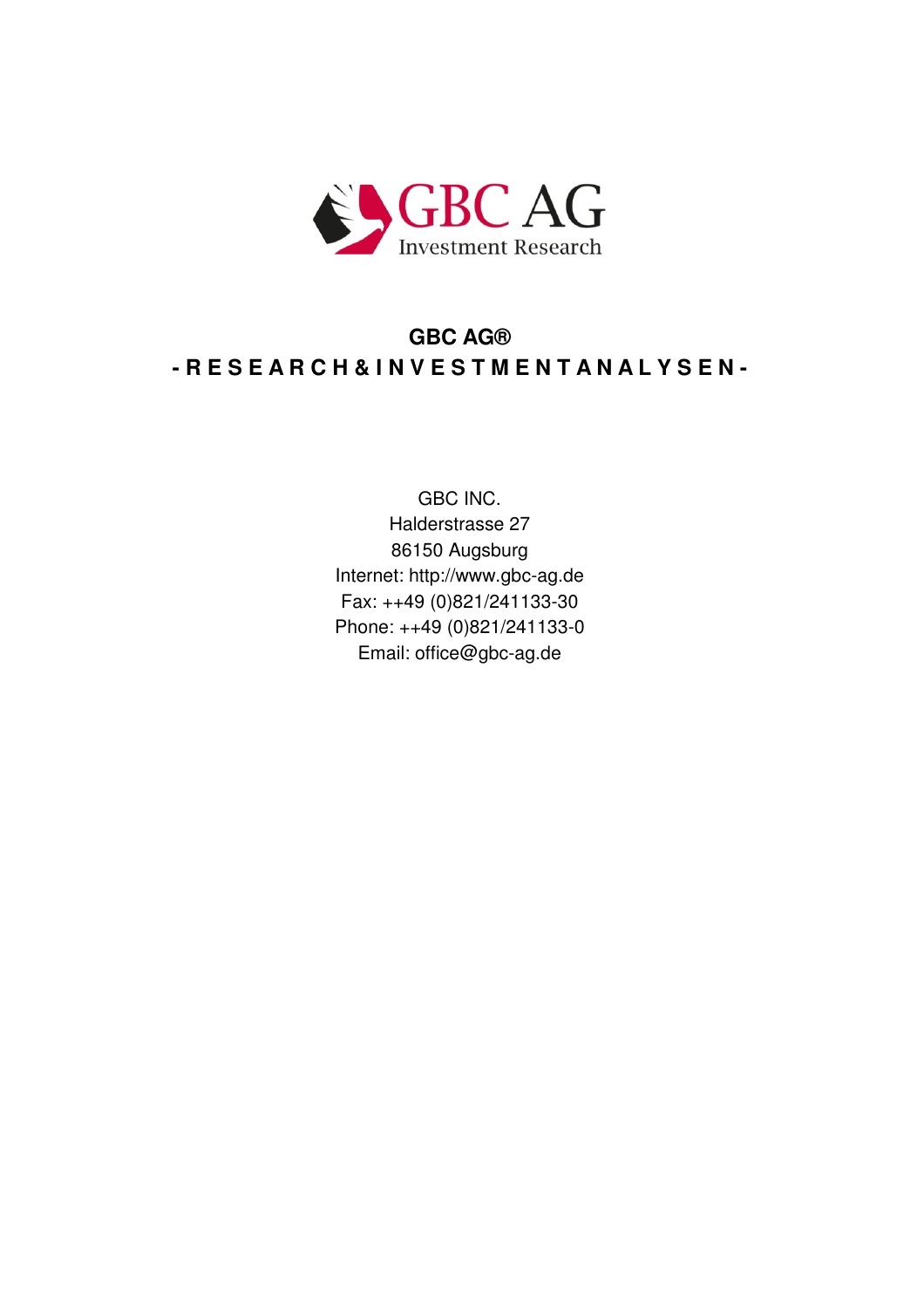GBC AG
Investment Research

**GBC AG®**

**- R E S E A R C H & I N V E S T M E N T A N A L Y S E N -**

GBC INC.
Halderstrasse 27
86150 Augsburg
Internet: http://www.gbc-ag.de
Fax: ++49 (0)821/241133-30
Phone: ++49 (0)821/241133-0
Email: office@gbc-ag.de